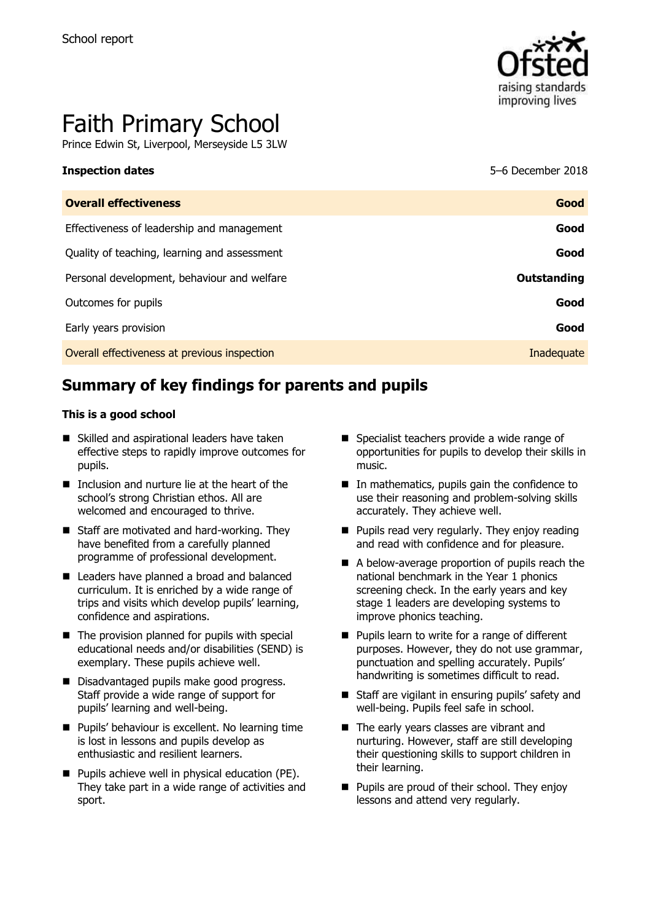School report

# Faith Primary School

Prince Edwin St, Liverpool, Merseyside L5 3LW

| **Inspection dates** | 5–6 December 2018 |
| --- | --- |
| **Overall effectiveness** | **Good** |
| Effectiveness of leadership and management | **Good** |
| Quality of teaching, learning and assessment | **Good** |
| Personal development, behaviour and welfare | **Outstanding** |
| Outcomes for pupils | **Good** |
| Early years provision | **Good** |
| Overall effectiveness at previous inspection | Inadequate |

## Summary of key findings for parents and pupils

**This is a good school**

- Skilled and aspirational leaders have taken effective steps to rapidly improve outcomes for pupils.
- Inclusion and nurture lie at the heart of the school's strong Christian ethos. All are welcomed and encouraged to thrive.
- Staff are motivated and hard-working. They have benefited from a carefully planned programme of professional development.
- Leaders have planned a broad and balanced curriculum. It is enriched by a wide range of trips and visits which develop pupils' learning, confidence and aspirations.
- The provision planned for pupils with special educational needs and/or disabilities (SEND) is exemplary. These pupils achieve well.
- Disadvantaged pupils make good progress. Staff provide a wide range of support for pupils' learning and well-being.
- Pupils' behaviour is excellent. No learning time is lost in lessons and pupils develop as enthusiastic and resilient learners.
- Pupils achieve well in physical education (PE). They take part in a wide range of activities and sport.
- Specialist teachers provide a wide range of opportunities for pupils to develop their skills in music.
- In mathematics, pupils gain the confidence to use their reasoning and problem-solving skills accurately. They achieve well.
- Pupils read very regularly. They enjoy reading and read with confidence and for pleasure.
- A below-average proportion of pupils reach the national benchmark in the Year 1 phonics screening check. In the early years and key stage 1 leaders are developing systems to improve phonics teaching.
- Pupils learn to write for a range of different purposes. However, they do not use grammar, punctuation and spelling accurately. Pupils' handwriting is sometimes difficult to read.
- Staff are vigilant in ensuring pupils' safety and well-being. Pupils feel safe in school.
- The early years classes are vibrant and nurturing. However, staff are still developing their questioning skills to support children in their learning.
- Pupils are proud of their school. They enjoy lessons and attend very regularly.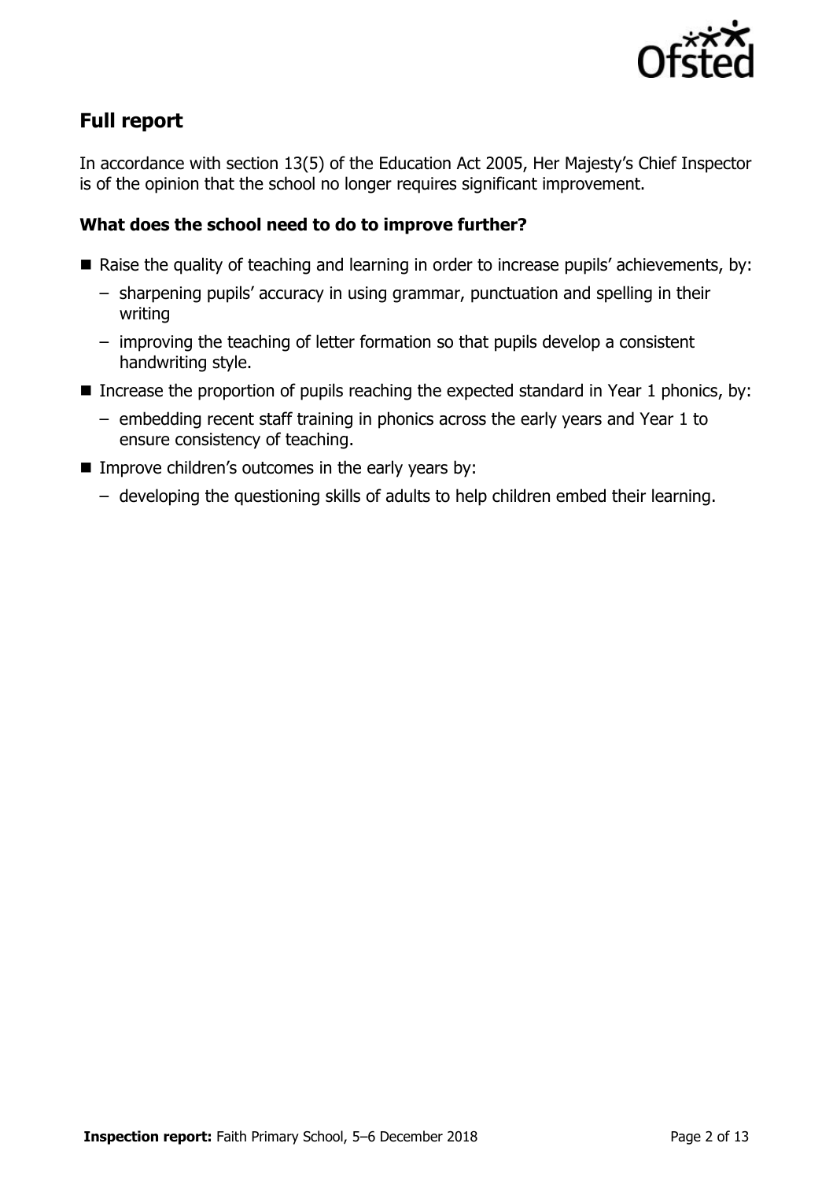## Full report

In accordance with section 13(5) of the Education Act 2005, Her Majesty's Chief Inspector is of the opinion that the school no longer requires significant improvement.

### What does the school need to do to improve further?

- Raise the quality of teaching and learning in order to increase pupils' achievements, by:
  - sharpening pupils' accuracy in using grammar, punctuation and spelling in their writing
  - improving the teaching of letter formation so that pupils develop a consistent handwriting style.
- Increase the proportion of pupils reaching the expected standard in Year 1 phonics, by:
  - embedding recent staff training in phonics across the early years and Year 1 to ensure consistency of teaching.
- Improve children's outcomes in the early years by:
  - developing the questioning skills of adults to help children embed their learning.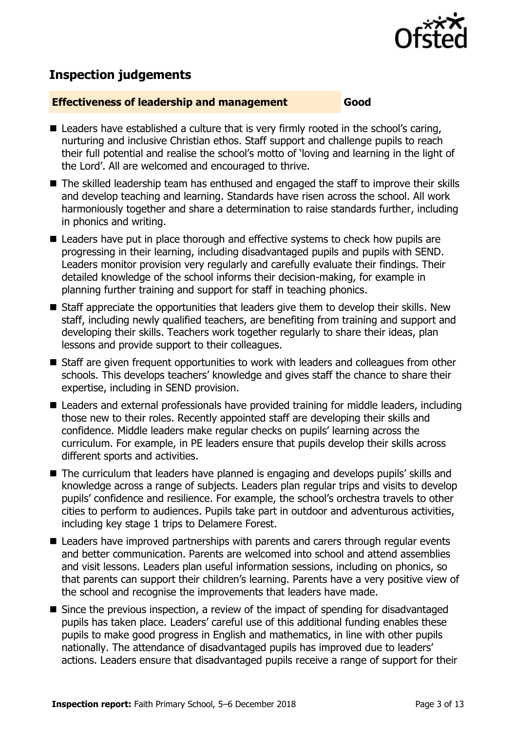## Inspection judgements

**Effectiveness of leadership and management** **Good**

- Leaders have established a culture that is very firmly rooted in the school's caring, nurturing and inclusive Christian ethos. Staff support and challenge pupils to reach their full potential and realise the school's motto of 'loving and learning in the light of the Lord'. All are welcomed and encouraged to thrive.
- The skilled leadership team has enthused and engaged the staff to improve their skills and develop teaching and learning. Standards have risen across the school. All work harmoniously together and share a determination to raise standards further, including in phonics and writing.
- Leaders have put in place thorough and effective systems to check how pupils are progressing in their learning, including disadvantaged pupils and pupils with SEND. Leaders monitor provision very regularly and carefully evaluate their findings. Their detailed knowledge of the school informs their decision-making, for example in planning further training and support for staff in teaching phonics.
- Staff appreciate the opportunities that leaders give them to develop their skills. New staff, including newly qualified teachers, are benefiting from training and support and developing their skills. Teachers work together regularly to share their ideas, plan lessons and provide support to their colleagues.
- Staff are given frequent opportunities to work with leaders and colleagues from other schools. This develops teachers' knowledge and gives staff the chance to share their expertise, including in SEND provision.
- Leaders and external professionals have provided training for middle leaders, including those new to their roles. Recently appointed staff are developing their skills and confidence. Middle leaders make regular checks on pupils' learning across the curriculum. For example, in PE leaders ensure that pupils develop their skills across different sports and activities.
- The curriculum that leaders have planned is engaging and develops pupils' skills and knowledge across a range of subjects. Leaders plan regular trips and visits to develop pupils' confidence and resilience. For example, the school's orchestra travels to other cities to perform to audiences. Pupils take part in outdoor and adventurous activities, including key stage 1 trips to Delamere Forest.
- Leaders have improved partnerships with parents and carers through regular events and better communication. Parents are welcomed into school and attend assemblies and visit lessons. Leaders plan useful information sessions, including on phonics, so that parents can support their children's learning. Parents have a very positive view of the school and recognise the improvements that leaders have made.
- Since the previous inspection, a review of the impact of spending for disadvantaged pupils has taken place. Leaders' careful use of this additional funding enables these pupils to make good progress in English and mathematics, in line with other pupils nationally. The attendance of disadvantaged pupils has improved due to leaders' actions. Leaders ensure that disadvantaged pupils receive a range of support for their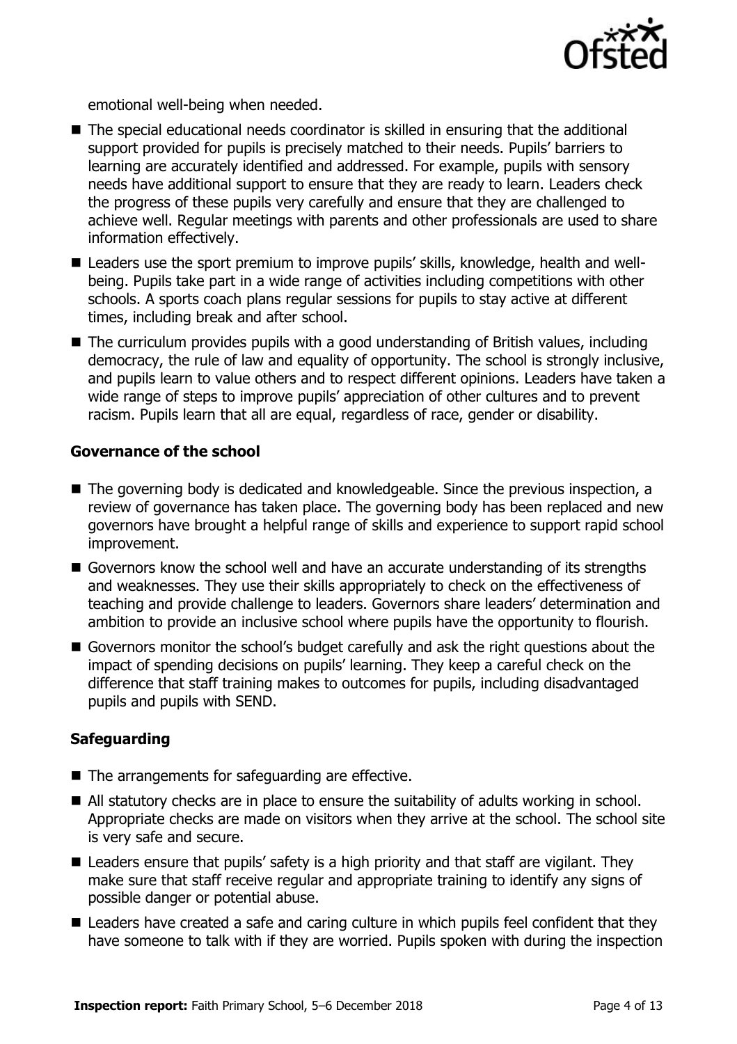emotional well-being when needed.

- The special educational needs coordinator is skilled in ensuring that the additional support provided for pupils is precisely matched to their needs. Pupils' barriers to learning are accurately identified and addressed. For example, pupils with sensory needs have additional support to ensure that they are ready to learn. Leaders check the progress of these pupils very carefully and ensure that they are challenged to achieve well. Regular meetings with parents and other professionals are used to share information effectively.
- Leaders use the sport premium to improve pupils' skills, knowledge, health and well-being. Pupils take part in a wide range of activities including competitions with other schools. A sports coach plans regular sessions for pupils to stay active at different times, including break and after school.
- The curriculum provides pupils with a good understanding of British values, including democracy, the rule of law and equality of opportunity. The school is strongly inclusive, and pupils learn to value others and to respect different opinions. Leaders have taken a wide range of steps to improve pupils' appreciation of other cultures and to prevent racism. Pupils learn that all are equal, regardless of race, gender or disability.

### Governance of the school

- The governing body is dedicated and knowledgeable. Since the previous inspection, a review of governance has taken place. The governing body has been replaced and new governors have brought a helpful range of skills and experience to support rapid school improvement.
- Governors know the school well and have an accurate understanding of its strengths and weaknesses. They use their skills appropriately to check on the effectiveness of teaching and provide challenge to leaders. Governors share leaders' determination and ambition to provide an inclusive school where pupils have the opportunity to flourish.
- Governors monitor the school's budget carefully and ask the right questions about the impact of spending decisions on pupils' learning. They keep a careful check on the difference that staff training makes to outcomes for pupils, including disadvantaged pupils and pupils with SEND.

### Safeguarding

- The arrangements for safeguarding are effective.
- All statutory checks are in place to ensure the suitability of adults working in school. Appropriate checks are made on visitors when they arrive at the school. The school site is very safe and secure.
- Leaders ensure that pupils' safety is a high priority and that staff are vigilant. They make sure that staff receive regular and appropriate training to identify any signs of possible danger or potential abuse.
- Leaders have created a safe and caring culture in which pupils feel confident that they have someone to talk with if they are worried. Pupils spoken with during the inspection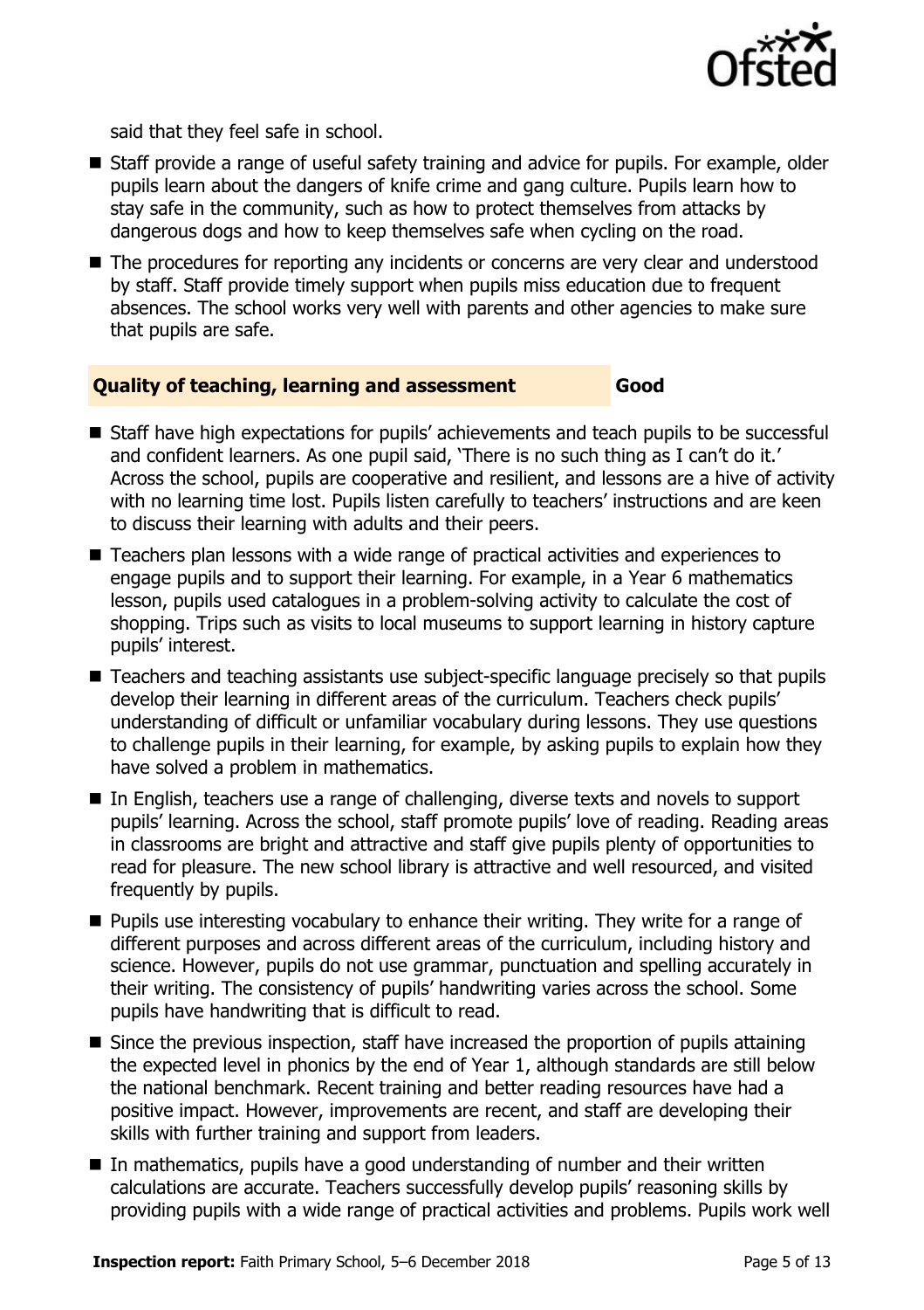said that they feel safe in school.

- Staff provide a range of useful safety training and advice for pupils. For example, older pupils learn about the dangers of knife crime and gang culture. Pupils learn how to stay safe in the community, such as how to protect themselves from attacks by dangerous dogs and how to keep themselves safe when cycling on the road.
- The procedures for reporting any incidents or concerns are very clear and understood by staff. Staff provide timely support when pupils miss education due to frequent absences. The school works very well with parents and other agencies to make sure that pupils are safe.

## Quality of teaching, learning and assessment — Good

- Staff have high expectations for pupils' achievements and teach pupils to be successful and confident learners. As one pupil said, 'There is no such thing as I can't do it.' Across the school, pupils are cooperative and resilient, and lessons are a hive of activity with no learning time lost. Pupils listen carefully to teachers' instructions and are keen to discuss their learning with adults and their peers.
- Teachers plan lessons with a wide range of practical activities and experiences to engage pupils and to support their learning. For example, in a Year 6 mathematics lesson, pupils used catalogues in a problem-solving activity to calculate the cost of shopping. Trips such as visits to local museums to support learning in history capture pupils' interest.
- Teachers and teaching assistants use subject-specific language precisely so that pupils develop their learning in different areas of the curriculum. Teachers check pupils' understanding of difficult or unfamiliar vocabulary during lessons. They use questions to challenge pupils in their learning, for example, by asking pupils to explain how they have solved a problem in mathematics.
- In English, teachers use a range of challenging, diverse texts and novels to support pupils' learning. Across the school, staff promote pupils' love of reading. Reading areas in classrooms are bright and attractive and staff give pupils plenty of opportunities to read for pleasure. The new school library is attractive and well resourced, and visited frequently by pupils.
- Pupils use interesting vocabulary to enhance their writing. They write for a range of different purposes and across different areas of the curriculum, including history and science. However, pupils do not use grammar, punctuation and spelling accurately in their writing. The consistency of pupils' handwriting varies across the school. Some pupils have handwriting that is difficult to read.
- Since the previous inspection, staff have increased the proportion of pupils attaining the expected level in phonics by the end of Year 1, although standards are still below the national benchmark. Recent training and better reading resources have had a positive impact. However, improvements are recent, and staff are developing their skills with further training and support from leaders.
- In mathematics, pupils have a good understanding of number and their written calculations are accurate. Teachers successfully develop pupils' reasoning skills by providing pupils with a wide range of practical activities and problems. Pupils work well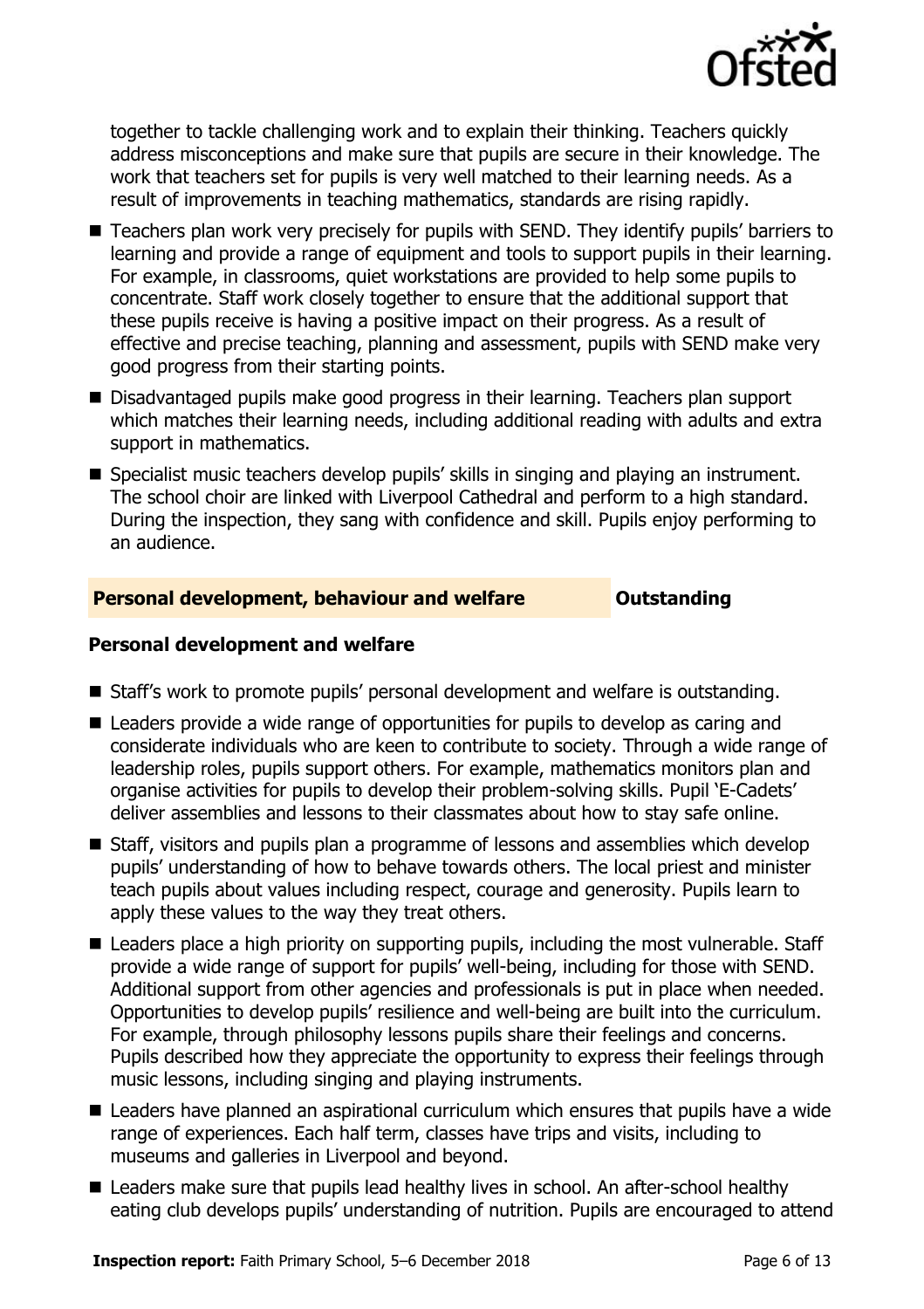together to tackle challenging work and to explain their thinking. Teachers quickly address misconceptions and make sure that pupils are secure in their knowledge. The work that teachers set for pupils is very well matched to their learning needs. As a result of improvements in teaching mathematics, standards are rising rapidly.

- Teachers plan work very precisely for pupils with SEND. They identify pupils' barriers to learning and provide a range of equipment and tools to support pupils in their learning. For example, in classrooms, quiet workstations are provided to help some pupils to concentrate. Staff work closely together to ensure that the additional support that these pupils receive is having a positive impact on their progress. As a result of effective and precise teaching, planning and assessment, pupils with SEND make very good progress from their starting points.
- Disadvantaged pupils make good progress in their learning. Teachers plan support which matches their learning needs, including additional reading with adults and extra support in mathematics.
- Specialist music teachers develop pupils' skills in singing and playing an instrument. The school choir are linked with Liverpool Cathedral and perform to a high standard. During the inspection, they sang with confidence and skill. Pupils enjoy performing to an audience.

## Personal development, behaviour and welfare — Outstanding

### Personal development and welfare

- Staff's work to promote pupils' personal development and welfare is outstanding.
- Leaders provide a wide range of opportunities for pupils to develop as caring and considerate individuals who are keen to contribute to society. Through a wide range of leadership roles, pupils support others. For example, mathematics monitors plan and organise activities for pupils to develop their problem-solving skills. Pupil 'E-Cadets' deliver assemblies and lessons to their classmates about how to stay safe online.
- Staff, visitors and pupils plan a programme of lessons and assemblies which develop pupils' understanding of how to behave towards others. The local priest and minister teach pupils about values including respect, courage and generosity. Pupils learn to apply these values to the way they treat others.
- Leaders place a high priority on supporting pupils, including the most vulnerable. Staff provide a wide range of support for pupils' well-being, including for those with SEND. Additional support from other agencies and professionals is put in place when needed. Opportunities to develop pupils' resilience and well-being are built into the curriculum. For example, through philosophy lessons pupils share their feelings and concerns. Pupils described how they appreciate the opportunity to express their feelings through music lessons, including singing and playing instruments.
- Leaders have planned an aspirational curriculum which ensures that pupils have a wide range of experiences. Each half term, classes have trips and visits, including to museums and galleries in Liverpool and beyond.
- Leaders make sure that pupils lead healthy lives in school. An after-school healthy eating club develops pupils' understanding of nutrition. Pupils are encouraged to attend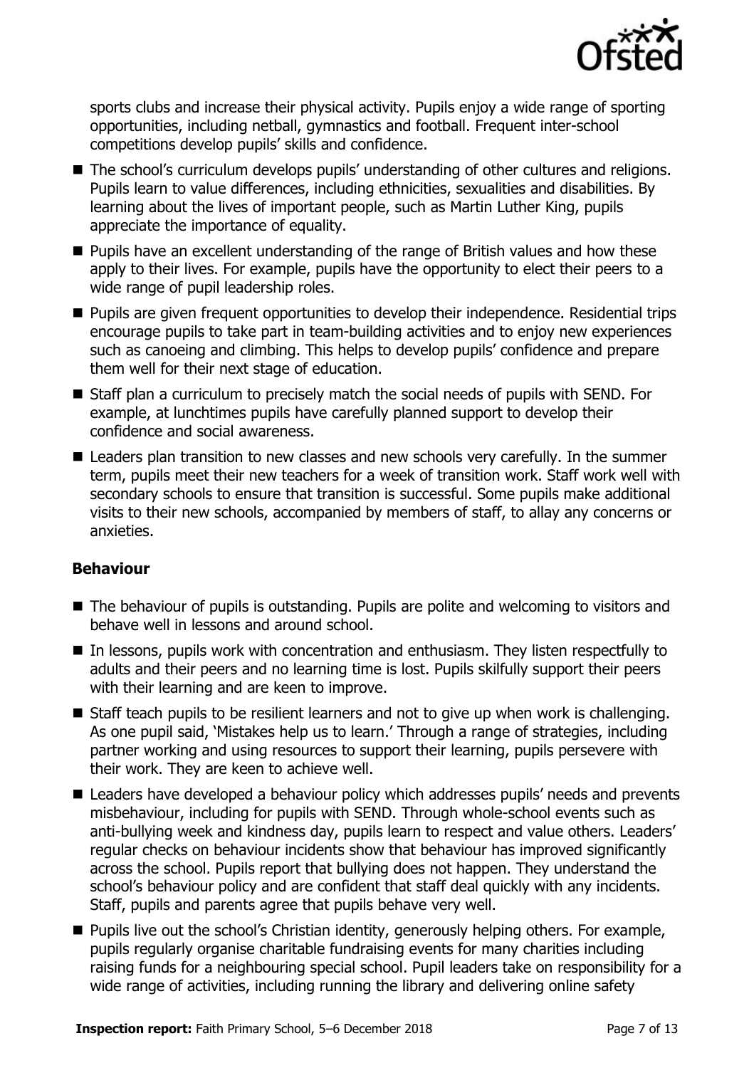sports clubs and increase their physical activity. Pupils enjoy a wide range of sporting opportunities, including netball, gymnastics and football. Frequent inter-school competitions develop pupils' skills and confidence.

- The school's curriculum develops pupils' understanding of other cultures and religions. Pupils learn to value differences, including ethnicities, sexualities and disabilities. By learning about the lives of important people, such as Martin Luther King, pupils appreciate the importance of equality.
- Pupils have an excellent understanding of the range of British values and how these apply to their lives. For example, pupils have the opportunity to elect their peers to a wide range of pupil leadership roles.
- Pupils are given frequent opportunities to develop their independence. Residential trips encourage pupils to take part in team-building activities and to enjoy new experiences such as canoeing and climbing. This helps to develop pupils' confidence and prepare them well for their next stage of education.
- Staff plan a curriculum to precisely match the social needs of pupils with SEND. For example, at lunchtimes pupils have carefully planned support to develop their confidence and social awareness.
- Leaders plan transition to new classes and new schools very carefully. In the summer term, pupils meet their new teachers for a week of transition work. Staff work well with secondary schools to ensure that transition is successful. Some pupils make additional visits to their new schools, accompanied by members of staff, to allay any concerns or anxieties.

### Behaviour

- The behaviour of pupils is outstanding. Pupils are polite and welcoming to visitors and behave well in lessons and around school.
- In lessons, pupils work with concentration and enthusiasm. They listen respectfully to adults and their peers and no learning time is lost. Pupils skilfully support their peers with their learning and are keen to improve.
- Staff teach pupils to be resilient learners and not to give up when work is challenging. As one pupil said, 'Mistakes help us to learn.' Through a range of strategies, including partner working and using resources to support their learning, pupils persevere with their work. They are keen to achieve well.
- Leaders have developed a behaviour policy which addresses pupils' needs and prevents misbehaviour, including for pupils with SEND. Through whole-school events such as anti-bullying week and kindness day, pupils learn to respect and value others. Leaders' regular checks on behaviour incidents show that behaviour has improved significantly across the school. Pupils report that bullying does not happen. They understand the school's behaviour policy and are confident that staff deal quickly with any incidents. Staff, pupils and parents agree that pupils behave very well.
- Pupils live out the school's Christian identity, generously helping others. For example, pupils regularly organise charitable fundraising events for many charities including raising funds for a neighbouring special school. Pupil leaders take on responsibility for a wide range of activities, including running the library and delivering online safety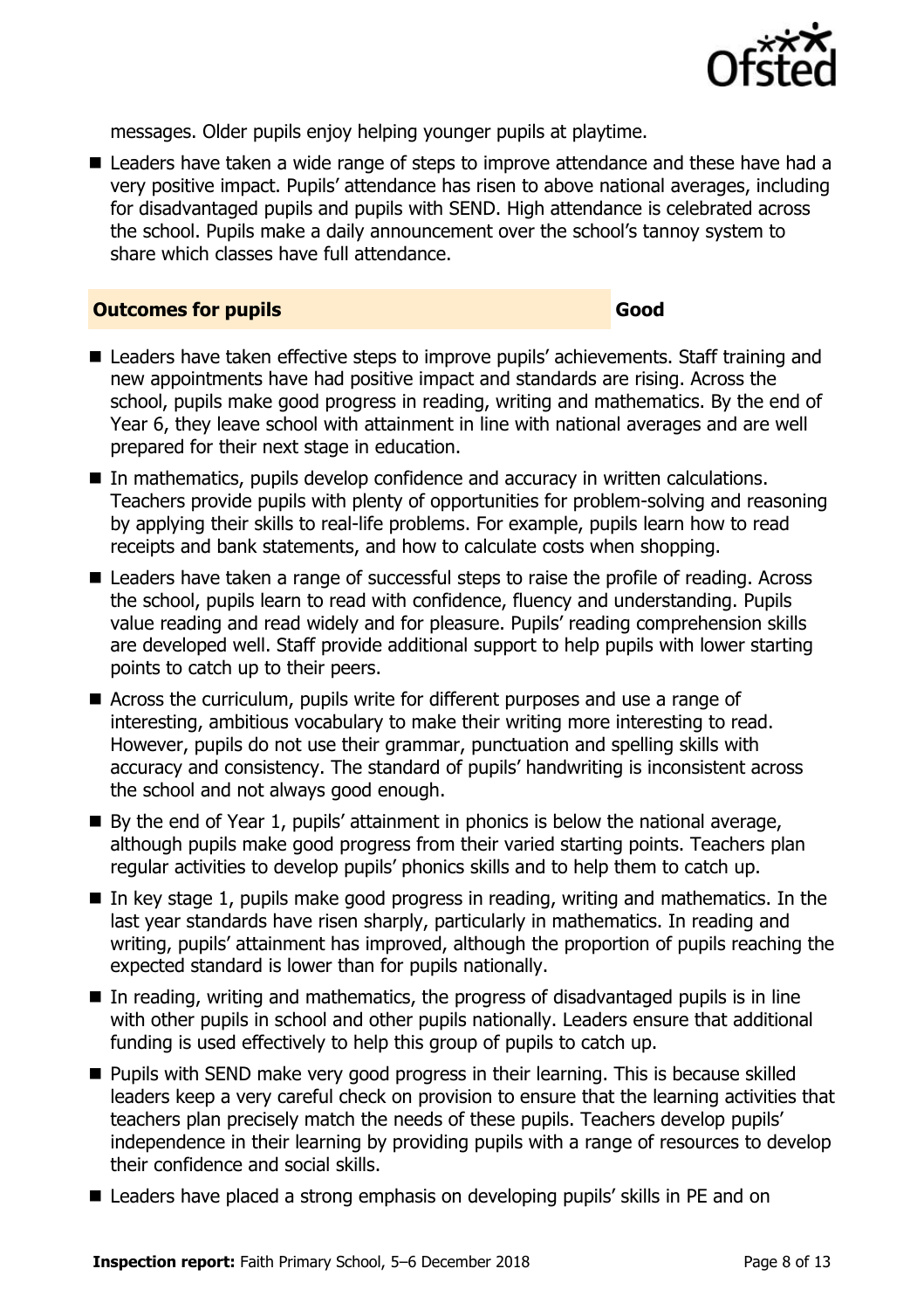messages. Older pupils enjoy helping younger pupils at playtime.

- Leaders have taken a wide range of steps to improve attendance and these have had a very positive impact. Pupils' attendance has risen to above national averages, including for disadvantaged pupils and pupils with SEND. High attendance is celebrated across the school. Pupils make a daily announcement over the school's tannoy system to share which classes have full attendance.

## Outcomes for pupils — Good

- Leaders have taken effective steps to improve pupils' achievements. Staff training and new appointments have had positive impact and standards are rising. Across the school, pupils make good progress in reading, writing and mathematics. By the end of Year 6, they leave school with attainment in line with national averages and are well prepared for their next stage in education.
- In mathematics, pupils develop confidence and accuracy in written calculations. Teachers provide pupils with plenty of opportunities for problem-solving and reasoning by applying their skills to real-life problems. For example, pupils learn how to read receipts and bank statements, and how to calculate costs when shopping.
- Leaders have taken a range of successful steps to raise the profile of reading. Across the school, pupils learn to read with confidence, fluency and understanding. Pupils value reading and read widely and for pleasure. Pupils' reading comprehension skills are developed well. Staff provide additional support to help pupils with lower starting points to catch up to their peers.
- Across the curriculum, pupils write for different purposes and use a range of interesting, ambitious vocabulary to make their writing more interesting to read. However, pupils do not use their grammar, punctuation and spelling skills with accuracy and consistency. The standard of pupils' handwriting is inconsistent across the school and not always good enough.
- By the end of Year 1, pupils' attainment in phonics is below the national average, although pupils make good progress from their varied starting points. Teachers plan regular activities to develop pupils' phonics skills and to help them to catch up.
- In key stage 1, pupils make good progress in reading, writing and mathematics. In the last year standards have risen sharply, particularly in mathematics. In reading and writing, pupils' attainment has improved, although the proportion of pupils reaching the expected standard is lower than for pupils nationally.
- In reading, writing and mathematics, the progress of disadvantaged pupils is in line with other pupils in school and other pupils nationally. Leaders ensure that additional funding is used effectively to help this group of pupils to catch up.
- Pupils with SEND make very good progress in their learning. This is because skilled leaders keep a very careful check on provision to ensure that the learning activities that teachers plan precisely match the needs of these pupils. Teachers develop pupils' independence in their learning by providing pupils with a range of resources to develop their confidence and social skills.
- Leaders have placed a strong emphasis on developing pupils' skills in PE and on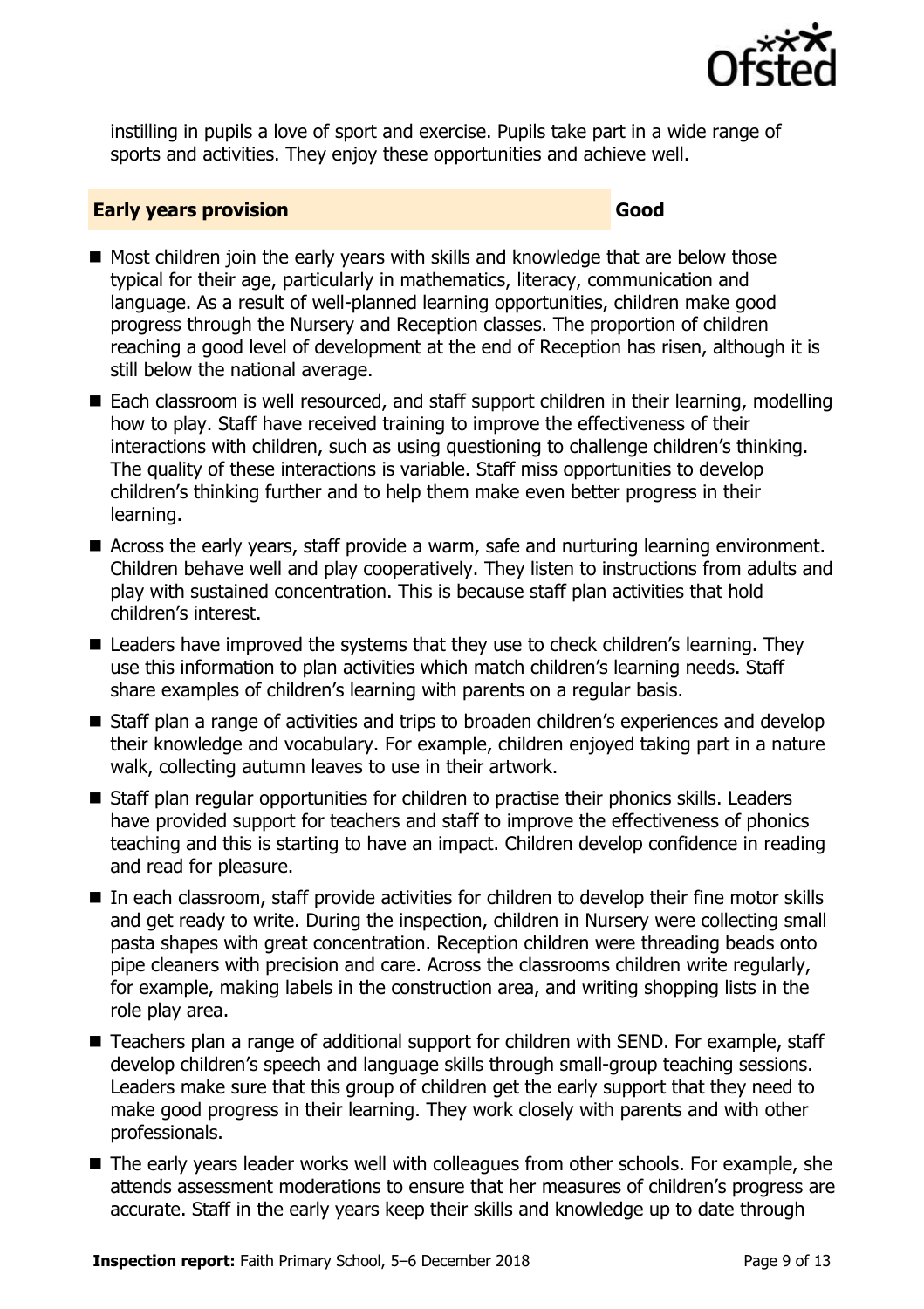instilling in pupils a love of sport and exercise. Pupils take part in a wide range of sports and activities. They enjoy these opportunities and achieve well.

## Early years provision — Good

- Most children join the early years with skills and knowledge that are below those typical for their age, particularly in mathematics, literacy, communication and language. As a result of well-planned learning opportunities, children make good progress through the Nursery and Reception classes. The proportion of children reaching a good level of development at the end of Reception has risen, although it is still below the national average.
- Each classroom is well resourced, and staff support children in their learning, modelling how to play. Staff have received training to improve the effectiveness of their interactions with children, such as using questioning to challenge children's thinking. The quality of these interactions is variable. Staff miss opportunities to develop children's thinking further and to help them make even better progress in their learning.
- Across the early years, staff provide a warm, safe and nurturing learning environment. Children behave well and play cooperatively. They listen to instructions from adults and play with sustained concentration. This is because staff plan activities that hold children's interest.
- Leaders have improved the systems that they use to check children's learning. They use this information to plan activities which match children's learning needs. Staff share examples of children's learning with parents on a regular basis.
- Staff plan a range of activities and trips to broaden children's experiences and develop their knowledge and vocabulary. For example, children enjoyed taking part in a nature walk, collecting autumn leaves to use in their artwork.
- Staff plan regular opportunities for children to practise their phonics skills. Leaders have provided support for teachers and staff to improve the effectiveness of phonics teaching and this is starting to have an impact. Children develop confidence in reading and read for pleasure.
- In each classroom, staff provide activities for children to develop their fine motor skills and get ready to write. During the inspection, children in Nursery were collecting small pasta shapes with great concentration. Reception children were threading beads onto pipe cleaners with precision and care. Across the classrooms children write regularly, for example, making labels in the construction area, and writing shopping lists in the role play area.
- Teachers plan a range of additional support for children with SEND. For example, staff develop children's speech and language skills through small-group teaching sessions. Leaders make sure that this group of children get the early support that they need to make good progress in their learning. They work closely with parents and with other professionals.
- The early years leader works well with colleagues from other schools. For example, she attends assessment moderations to ensure that her measures of children's progress are accurate. Staff in the early years keep their skills and knowledge up to date through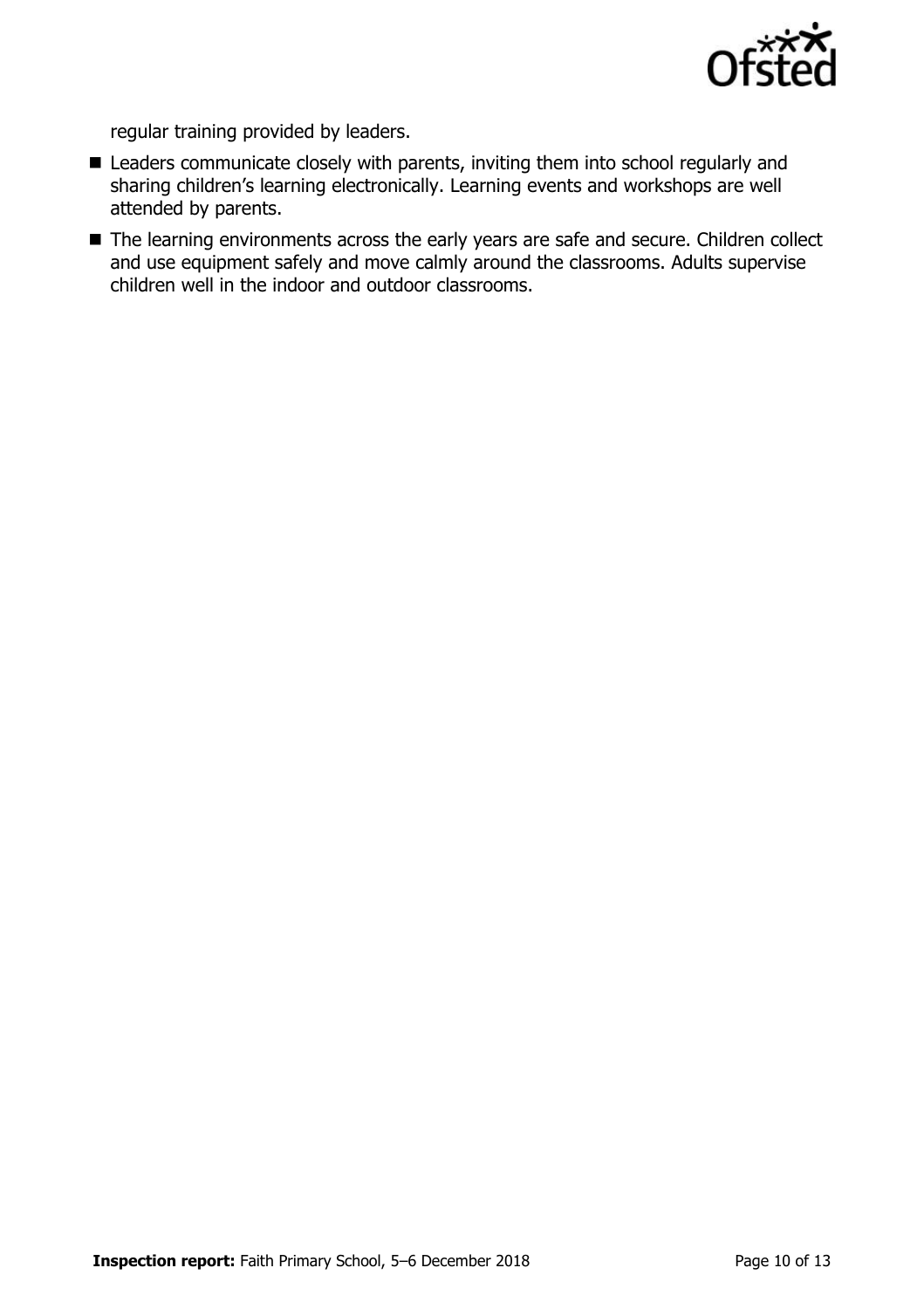regular training provided by leaders.

- Leaders communicate closely with parents, inviting them into school regularly and sharing children's learning electronically. Learning events and workshops are well attended by parents.
- The learning environments across the early years are safe and secure. Children collect and use equipment safely and move calmly around the classrooms. Adults supervise children well in the indoor and outdoor classrooms.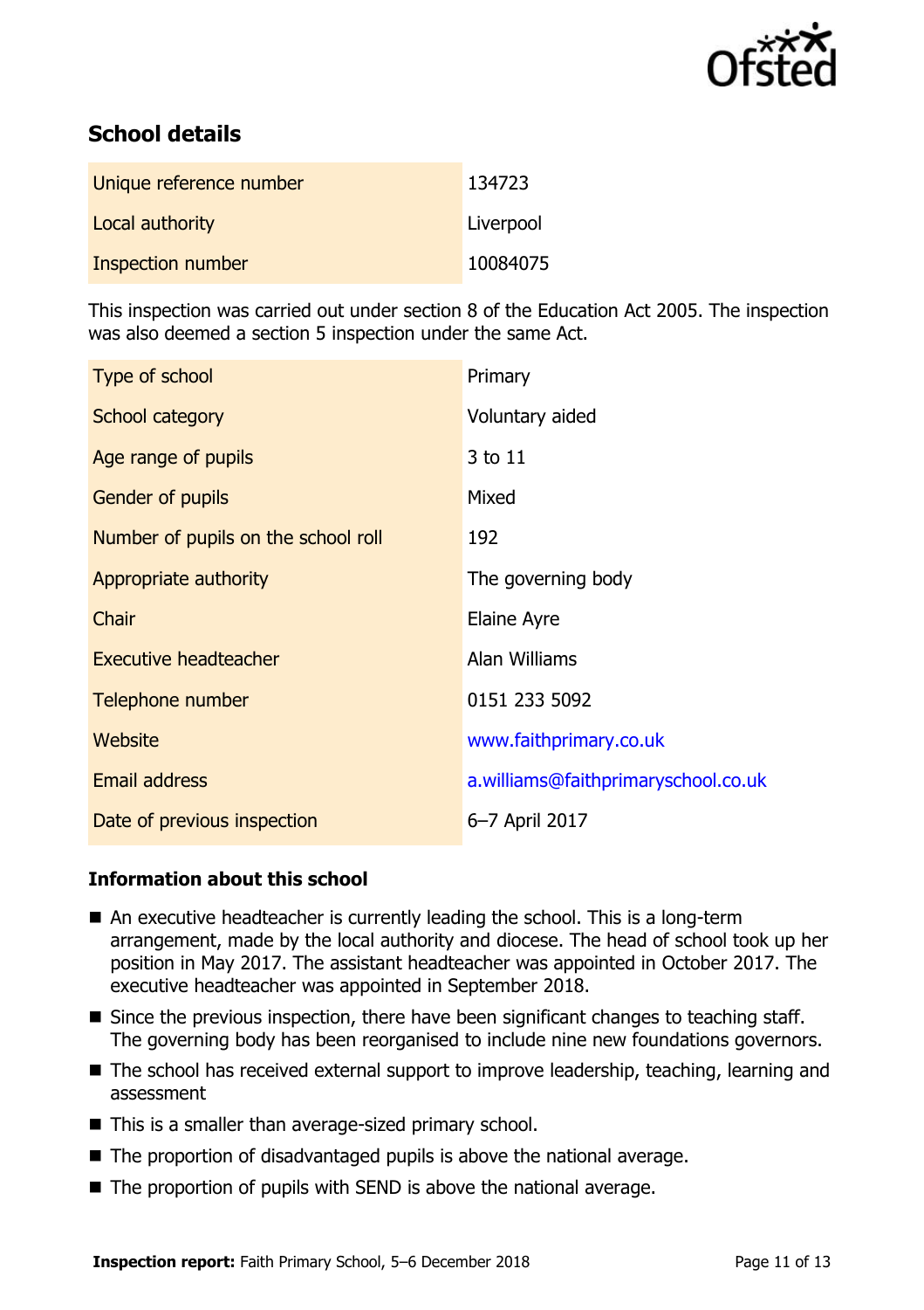## School details

| | |
|---|---|
| Unique reference number | 134723 |
| Local authority | Liverpool |
| Inspection number | 10084075 |

This inspection was carried out under section 8 of the Education Act 2005. The inspection was also deemed a section 5 inspection under the same Act.

| | |
|---|---|
| Type of school | Primary |
| School category | Voluntary aided |
| Age range of pupils | 3 to 11 |
| Gender of pupils | Mixed |
| Number of pupils on the school roll | 192 |
| Appropriate authority | The governing body |
| Chair | Elaine Ayre |
| Executive headteacher | Alan Williams |
| Telephone number | 0151 233 5092 |
| Website | www.faithprimary.co.uk |
| Email address | a.williams@faithprimaryschool.co.uk |
| Date of previous inspection | 6–7 April 2017 |

### Information about this school

- An executive headteacher is currently leading the school. This is a long-term arrangement, made by the local authority and diocese. The head of school took up her position in May 2017. The assistant headteacher was appointed in October 2017. The executive headteacher was appointed in September 2018.
- Since the previous inspection, there have been significant changes to teaching staff. The governing body has been reorganised to include nine new foundations governors.
- The school has received external support to improve leadership, teaching, learning and assessment
- This is a smaller than average-sized primary school.
- The proportion of disadvantaged pupils is above the national average.
- The proportion of pupils with SEND is above the national average.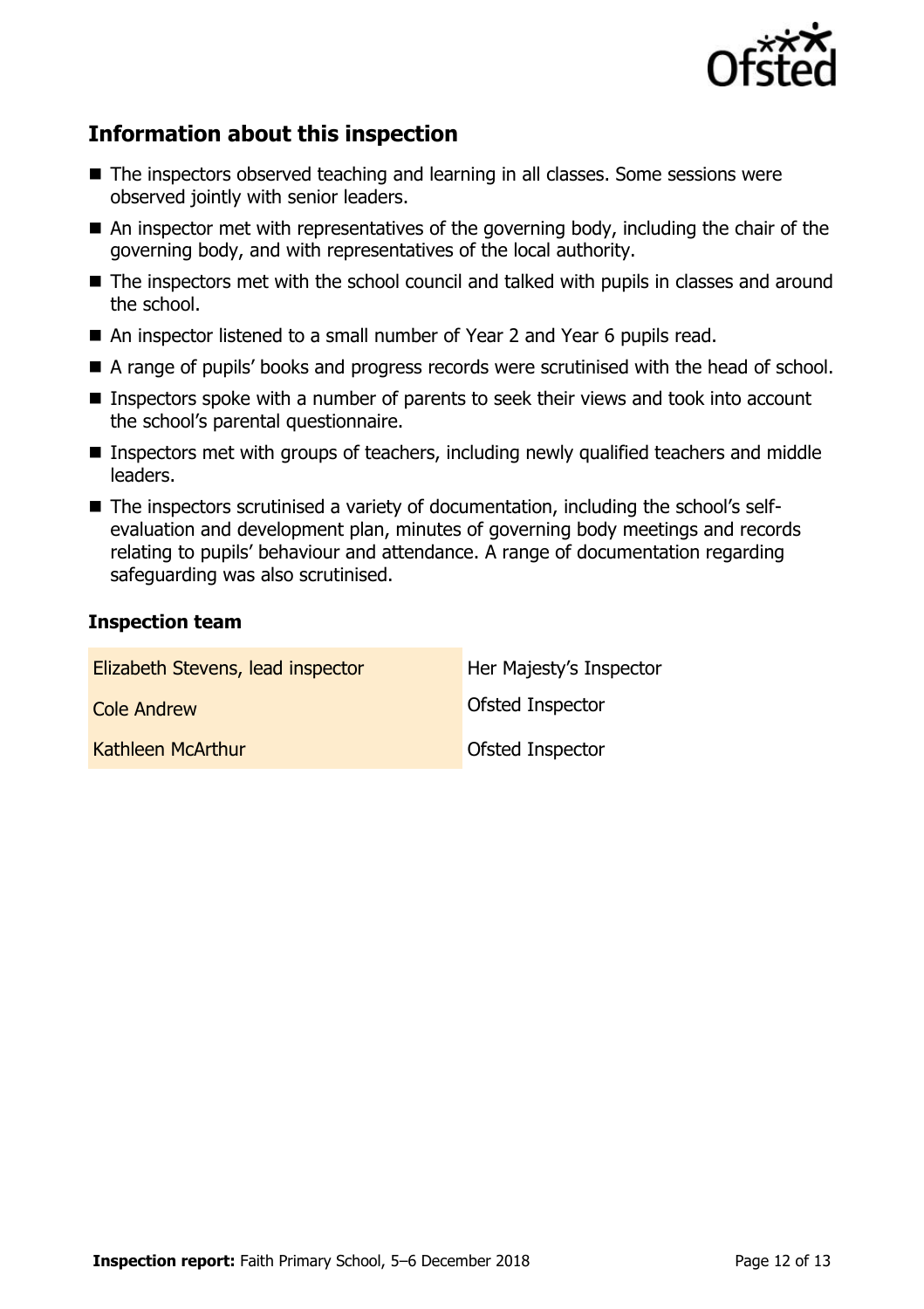## Information about this inspection

- The inspectors observed teaching and learning in all classes. Some sessions were observed jointly with senior leaders.
- An inspector met with representatives of the governing body, including the chair of the governing body, and with representatives of the local authority.
- The inspectors met with the school council and talked with pupils in classes and around the school.
- An inspector listened to a small number of Year 2 and Year 6 pupils read.
- A range of pupils' books and progress records were scrutinised with the head of school.
- Inspectors spoke with a number of parents to seek their views and took into account the school's parental questionnaire.
- Inspectors met with groups of teachers, including newly qualified teachers and middle leaders.
- The inspectors scrutinised a variety of documentation, including the school's self-evaluation and development plan, minutes of governing body meetings and records relating to pupils' behaviour and attendance. A range of documentation regarding safeguarding was also scrutinised.

### Inspection team

| | |
|---|---|
| Elizabeth Stevens, lead inspector | Her Majesty's Inspector |
| Cole Andrew | Ofsted Inspector |
| Kathleen McArthur | Ofsted Inspector |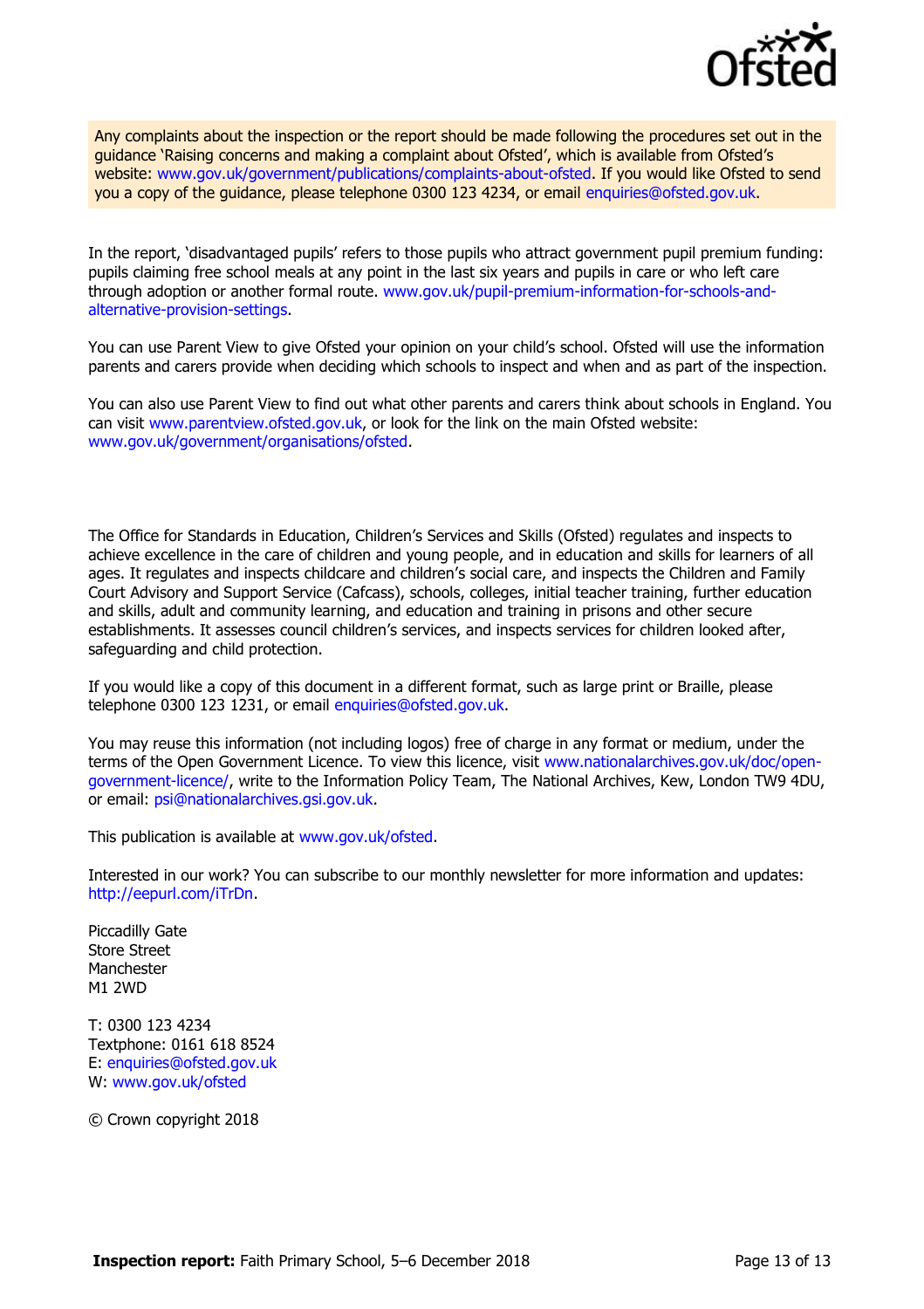Any complaints about the inspection or the report should be made following the procedures set out in the guidance 'Raising concerns and making a complaint about Ofsted', which is available from Ofsted's website: www.gov.uk/government/publications/complaints-about-ofsted. If you would like Ofsted to send you a copy of the guidance, please telephone 0300 123 4234, or email enquiries@ofsted.gov.uk.

In the report, 'disadvantaged pupils' refers to those pupils who attract government pupil premium funding: pupils claiming free school meals at any point in the last six years and pupils in care or who left care through adoption or another formal route. www.gov.uk/pupil-premium-information-for-schools-and-alternative-provision-settings.

You can use Parent View to give Ofsted your opinion on your child's school. Ofsted will use the information parents and carers provide when deciding which schools to inspect and when and as part of the inspection.

You can also use Parent View to find out what other parents and carers think about schools in England. You can visit www.parentview.ofsted.gov.uk, or look for the link on the main Ofsted website: www.gov.uk/government/organisations/ofsted.

The Office for Standards in Education, Children's Services and Skills (Ofsted) regulates and inspects to achieve excellence in the care of children and young people, and in education and skills for learners of all ages. It regulates and inspects childcare and children's social care, and inspects the Children and Family Court Advisory and Support Service (Cafcass), schools, colleges, initial teacher training, further education and skills, adult and community learning, and education and training in prisons and other secure establishments. It assesses council children's services, and inspects services for children looked after, safeguarding and child protection.

If you would like a copy of this document in a different format, such as large print or Braille, please telephone 0300 123 1231, or email enquiries@ofsted.gov.uk.

You may reuse this information (not including logos) free of charge in any format or medium, under the terms of the Open Government Licence. To view this licence, visit www.nationalarchives.gov.uk/doc/open-government-licence/, write to the Information Policy Team, The National Archives, Kew, London TW9 4DU, or email: psi@nationalarchives.gsi.gov.uk.

This publication is available at www.gov.uk/ofsted.

Interested in our work? You can subscribe to our monthly newsletter for more information and updates: http://eepurl.com/iTrDn.

Piccadilly Gate
Store Street
Manchester
M1 2WD

T: 0300 123 4234
Textphone: 0161 618 8524
E: enquiries@ofsted.gov.uk
W: www.gov.uk/ofsted

© Crown copyright 2018